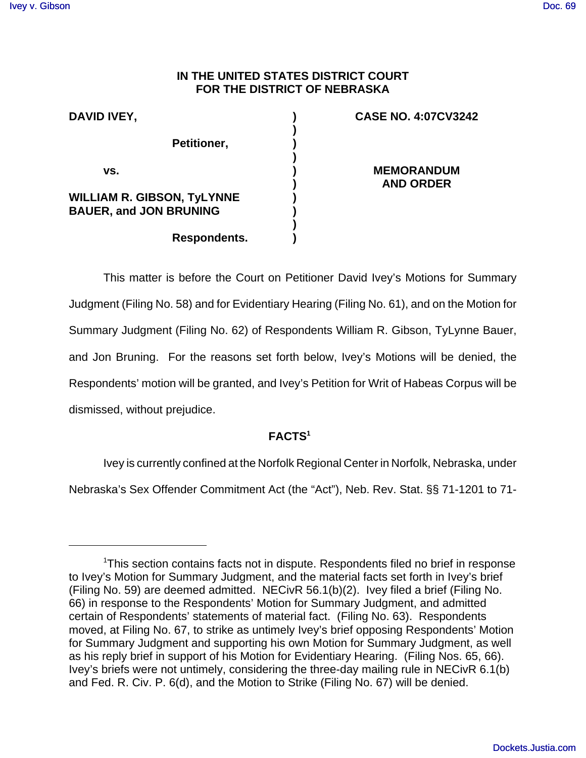**IN THE UNITED STATES DISTRICT COURT**
**FOR THE DISTRICT OF NEBRASKA**

| | | |
|---|---|---|
| **DAVID IVEY,** | ) | **CASE NO. 4:07CV3242** |
| | ) | |
| **Petitioner,** | ) | |
| | ) | |
| **vs.** | ) | **MEMORANDUM AND ORDER** |
| | ) | |
| **WILLIAM R. GIBSON, TyLYNNE BAUER, and JON BRUNING** | ) | |
| | ) | |
| **Respondents.** | ) | |

This matter is before the Court on Petitioner David Ivey's Motions for Summary Judgment (Filing No. 58) and for Evidentiary Hearing (Filing No. 61), and on the Motion for Summary Judgment (Filing No. 62) of Respondents William R. Gibson, TyLynne Bauer, and Jon Bruning. For the reasons set forth below, Ivey's Motions will be denied, the Respondents' motion will be granted, and Ivey's Petition for Writ of Habeas Corpus will be dismissed, without prejudice.

**FACTS[1]**

Ivey is currently confined at the Norfolk Regional Center in Norfolk, Nebraska, under Nebraska's Sex Offender Commitment Act (the "Act"), Neb. Rev. Stat. §§ 71-1201 to 71-

[1]This section contains facts not in dispute. Respondents filed no brief in response to Ivey's Motion for Summary Judgment, and the material facts set forth in Ivey's brief (Filing No. 59) are deemed admitted. NECivR 56.1(b)(2). Ivey filed a brief (Filing No. 66) in response to the Respondents' Motion for Summary Judgment, and admitted certain of Respondents' statements of material fact. (Filing No. 63). Respondents moved, at Filing No. 67, to strike as untimely Ivey's brief opposing Respondents' Motion for Summary Judgment and supporting his own Motion for Summary Judgment, as well as his reply brief in support of his Motion for Evidentiary Hearing. (Filing Nos. 65, 66). Ivey's briefs were not untimely, considering the three-day mailing rule in NECivR 6.1(b) and Fed. R. Civ. P. 6(d), and the Motion to Strike (Filing No. 67) will be denied.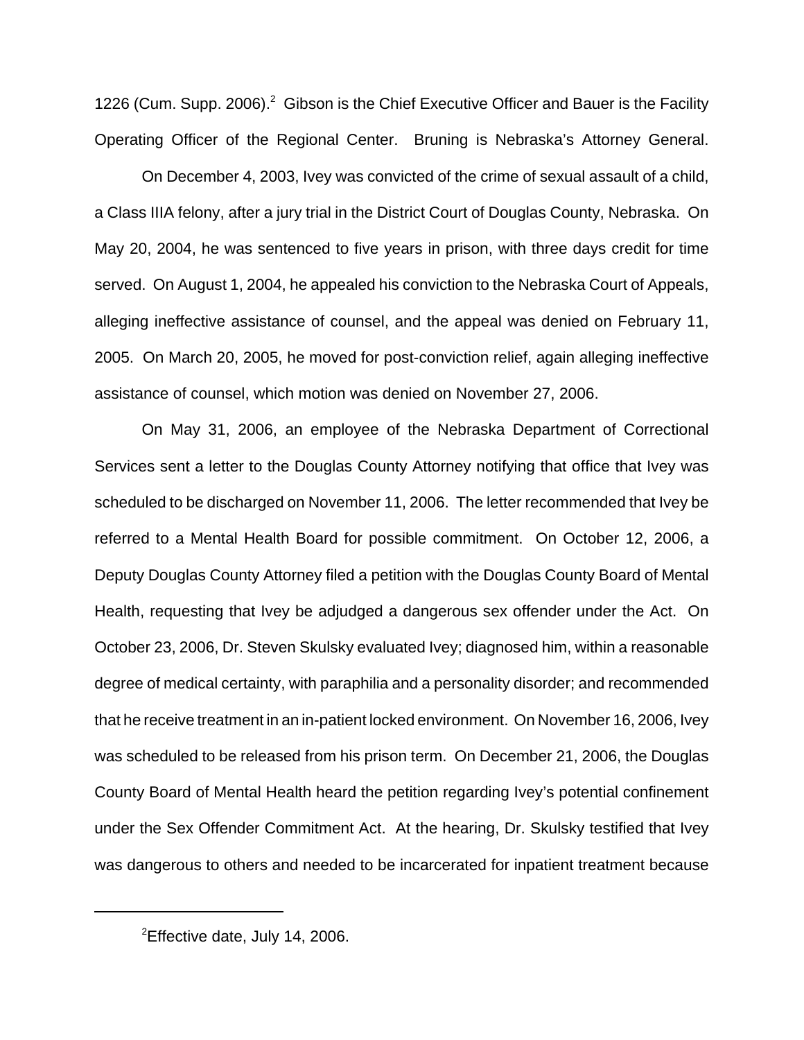1226 (Cum. Supp. 2006).[2] Gibson is the Chief Executive Officer and Bauer is the Facility Operating Officer of the Regional Center. Bruning is Nebraska's Attorney General.

On December 4, 2003, Ivey was convicted of the crime of sexual assault of a child, a Class IIIA felony, after a jury trial in the District Court of Douglas County, Nebraska. On May 20, 2004, he was sentenced to five years in prison, with three days credit for time served. On August 1, 2004, he appealed his conviction to the Nebraska Court of Appeals, alleging ineffective assistance of counsel, and the appeal was denied on February 11, 2005. On March 20, 2005, he moved for post-conviction relief, again alleging ineffective assistance of counsel, which motion was denied on November 27, 2006.

On May 31, 2006, an employee of the Nebraska Department of Correctional Services sent a letter to the Douglas County Attorney notifying that office that Ivey was scheduled to be discharged on November 11, 2006. The letter recommended that Ivey be referred to a Mental Health Board for possible commitment. On October 12, 2006, a Deputy Douglas County Attorney filed a petition with the Douglas County Board of Mental Health, requesting that Ivey be adjudged a dangerous sex offender under the Act. On October 23, 2006, Dr. Steven Skulsky evaluated Ivey; diagnosed him, within a reasonable degree of medical certainty, with paraphilia and a personality disorder; and recommended that he receive treatment in an in-patient locked environment. On November 16, 2006, Ivey was scheduled to be released from his prison term. On December 21, 2006, the Douglas County Board of Mental Health heard the petition regarding Ivey's potential confinement under the Sex Offender Commitment Act. At the hearing, Dr. Skulsky testified that Ivey was dangerous to others and needed to be incarcerated for inpatient treatment because

[2] Effective date, July 14, 2006.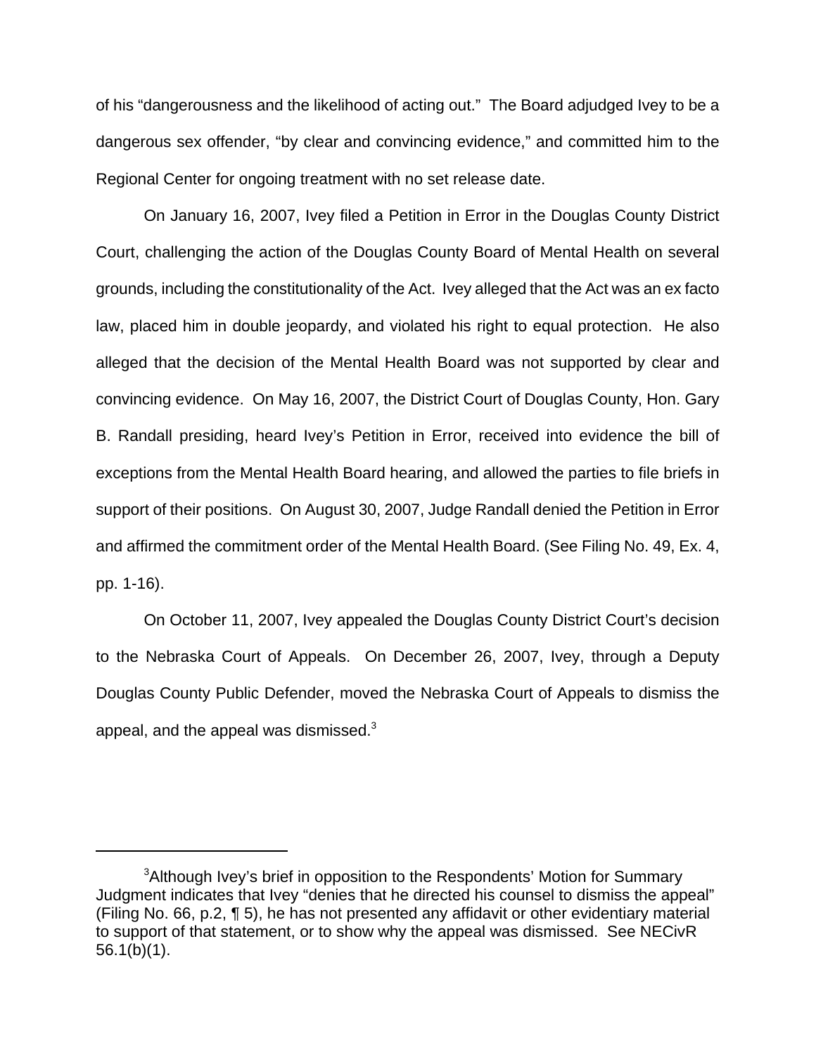of his "dangerousness and the likelihood of acting out." The Board adjudged Ivey to be a dangerous sex offender, "by clear and convincing evidence," and committed him to the Regional Center for ongoing treatment with no set release date.

On January 16, 2007, Ivey filed a Petition in Error in the Douglas County District Court, challenging the action of the Douglas County Board of Mental Health on several grounds, including the constitutionality of the Act. Ivey alleged that the Act was an ex facto law, placed him in double jeopardy, and violated his right to equal protection. He also alleged that the decision of the Mental Health Board was not supported by clear and convincing evidence. On May 16, 2007, the District Court of Douglas County, Hon. Gary B. Randall presiding, heard Ivey's Petition in Error, received into evidence the bill of exceptions from the Mental Health Board hearing, and allowed the parties to file briefs in support of their positions. On August 30, 2007, Judge Randall denied the Petition in Error and affirmed the commitment order of the Mental Health Board. (See Filing No. 49, Ex. 4, pp. 1-16).

On October 11, 2007, Ivey appealed the Douglas County District Court's decision to the Nebraska Court of Appeals. On December 26, 2007, Ivey, through a Deputy Douglas County Public Defender, moved the Nebraska Court of Appeals to dismiss the appeal, and the appeal was dismissed.[3]

---

[3]Although Ivey's brief in opposition to the Respondents' Motion for Summary Judgment indicates that Ivey "denies that he directed his counsel to dismiss the appeal" (Filing No. 66, p.2, ¶ 5), he has not presented any affidavit or other evidentiary material to support of that statement, or to show why the appeal was dismissed. See NECivR 56.1(b)(1).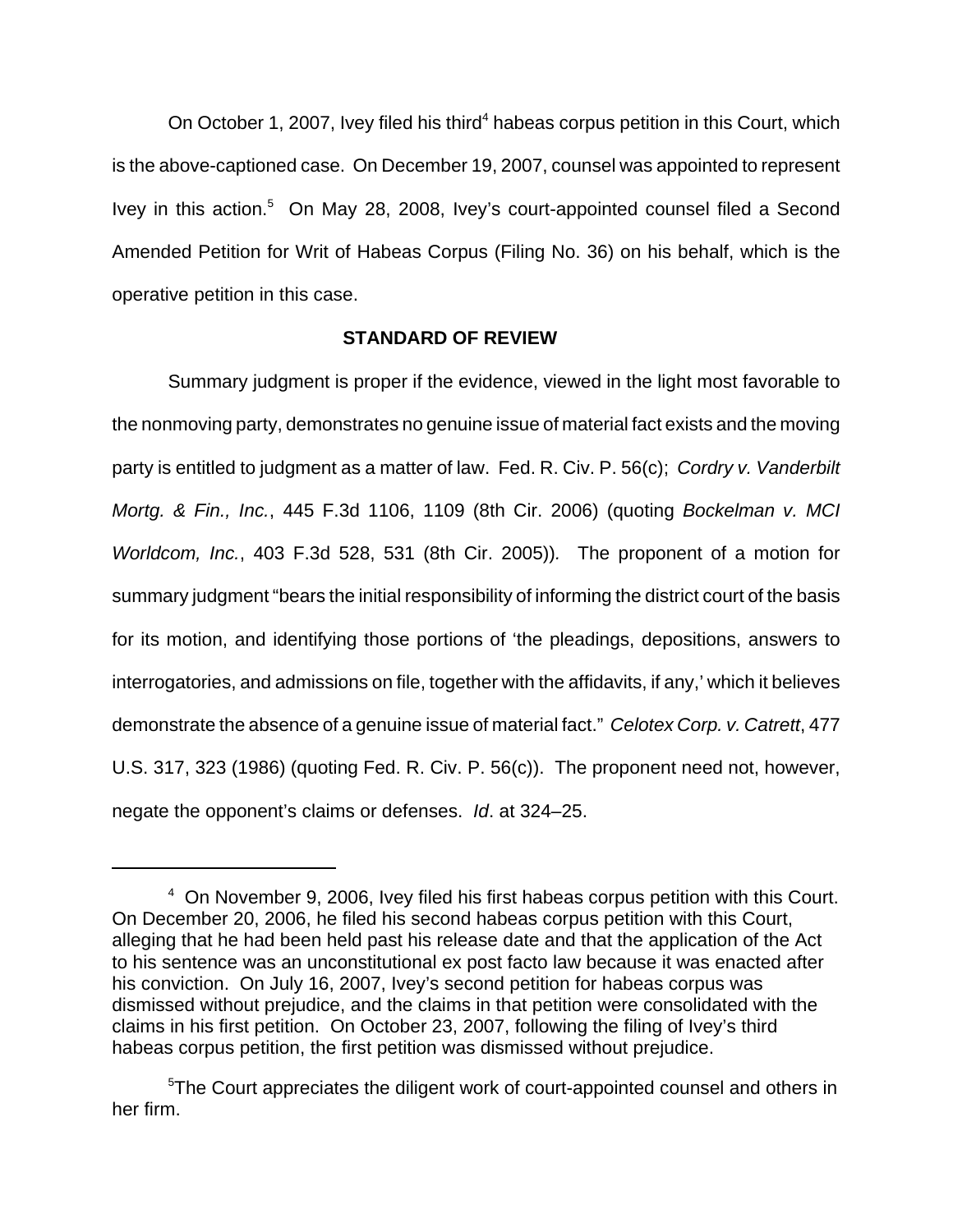On October 1, 2007, Ivey filed his third[4] habeas corpus petition in this Court, which is the above-captioned case. On December 19, 2007, counsel was appointed to represent Ivey in this action.[5] On May 28, 2008, Ivey's court-appointed counsel filed a Second Amended Petition for Writ of Habeas Corpus (Filing No. 36) on his behalf, which is the operative petition in this case.

**STANDARD OF REVIEW**

Summary judgment is proper if the evidence, viewed in the light most favorable to the nonmoving party, demonstrates no genuine issue of material fact exists and the moving party is entitled to judgment as a matter of law. Fed. R. Civ. P. 56(c); *Cordry v. Vanderbilt Mortg. & Fin., Inc.*, 445 F.3d 1106, 1109 (8th Cir. 2006) (quoting *Bockelman v. MCI Worldcom, Inc.*, 403 F.3d 528, 531 (8th Cir. 2005)). The proponent of a motion for summary judgment "bears the initial responsibility of informing the district court of the basis for its motion, and identifying those portions of 'the pleadings, depositions, answers to interrogatories, and admissions on file, together with the affidavits, if any,' which it believes demonstrate the absence of a genuine issue of material fact." *Celotex Corp. v. Catrett*, 477 U.S. 317, 323 (1986) (quoting Fed. R. Civ. P. 56(c)). The proponent need not, however, negate the opponent's claims or defenses. *Id*. at 324–25.

---

[4] On November 9, 2006, Ivey filed his first habeas corpus petition with this Court. On December 20, 2006, he filed his second habeas corpus petition with this Court, alleging that he had been held past his release date and that the application of the Act to his sentence was an unconstitutional ex post facto law because it was enacted after his conviction. On July 16, 2007, Ivey's second petition for habeas corpus was dismissed without prejudice, and the claims in that petition were consolidated with the claims in his first petition. On October 23, 2007, following the filing of Ivey's third habeas corpus petition, the first petition was dismissed without prejudice.

[5] The Court appreciates the diligent work of court-appointed counsel and others in her firm.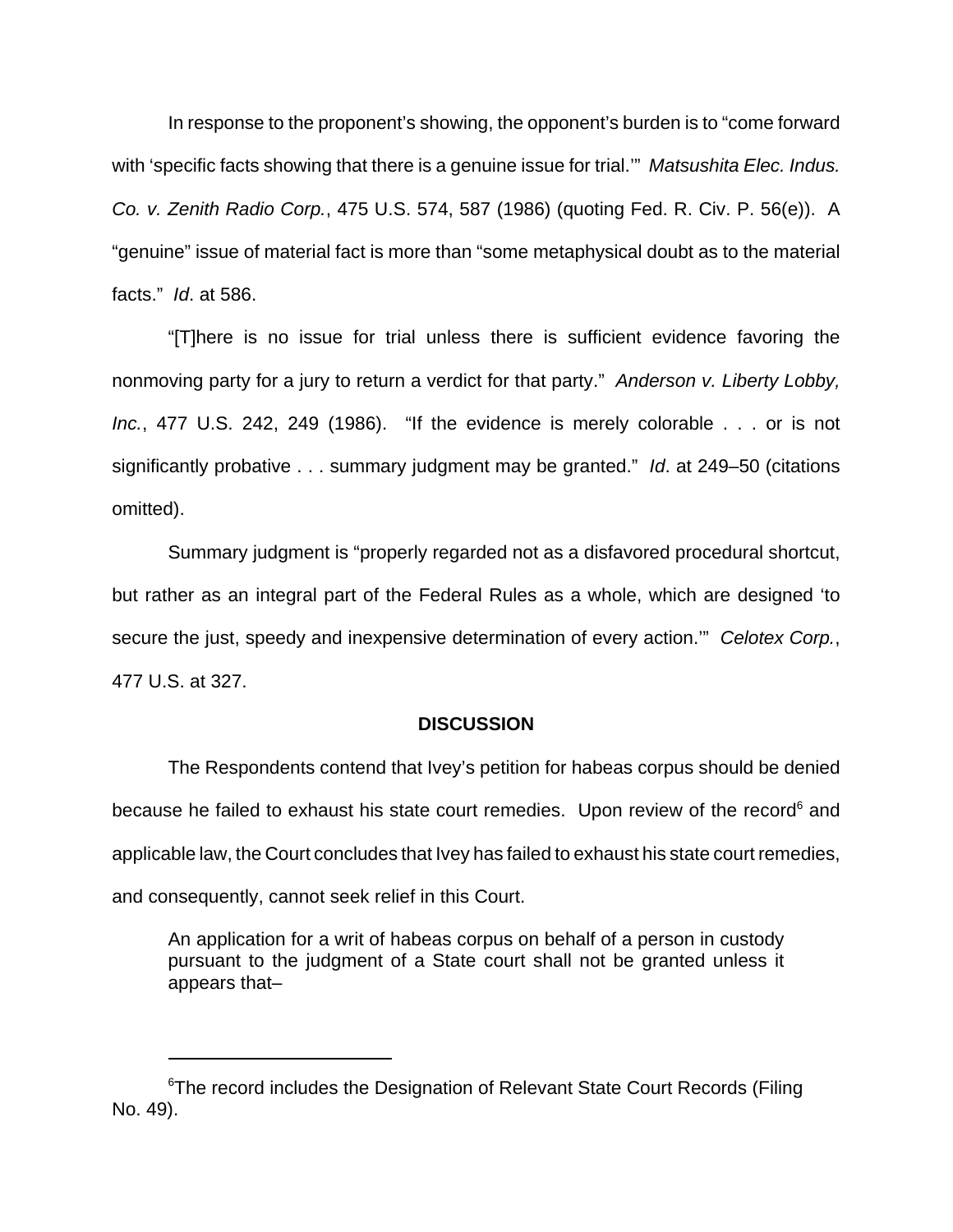In response to the proponent's showing, the opponent's burden is to "come forward with 'specific facts showing that there is a genuine issue for trial.'" *Matsushita Elec. Indus. Co. v. Zenith Radio Corp.*, 475 U.S. 574, 587 (1986) (quoting Fed. R. Civ. P. 56(e)). A "genuine" issue of material fact is more than "some metaphysical doubt as to the material facts." *Id*. at 586.

"[T]here is no issue for trial unless there is sufficient evidence favoring the nonmoving party for a jury to return a verdict for that party." *Anderson v. Liberty Lobby, Inc.*, 477 U.S. 242, 249 (1986). "If the evidence is merely colorable . . . or is not significantly probative . . . summary judgment may be granted." *Id*. at 249–50 (citations omitted).

Summary judgment is "properly regarded not as a disfavored procedural shortcut, but rather as an integral part of the Federal Rules as a whole, which are designed 'to secure the just, speedy and inexpensive determination of every action.'" *Celotex Corp.*, 477 U.S. at 327.

**DISCUSSION**

The Respondents contend that Ivey's petition for habeas corpus should be denied because he failed to exhaust his state court remedies. Upon review of the record[6] and applicable law, the Court concludes that Ivey has failed to exhaust his state court remedies, and consequently, cannot seek relief in this Court.

> An application for a writ of habeas corpus on behalf of a person in custody pursuant to the judgment of a State court shall not be granted unless it appears that–

[6]The record includes the Designation of Relevant State Court Records (Filing No. 49).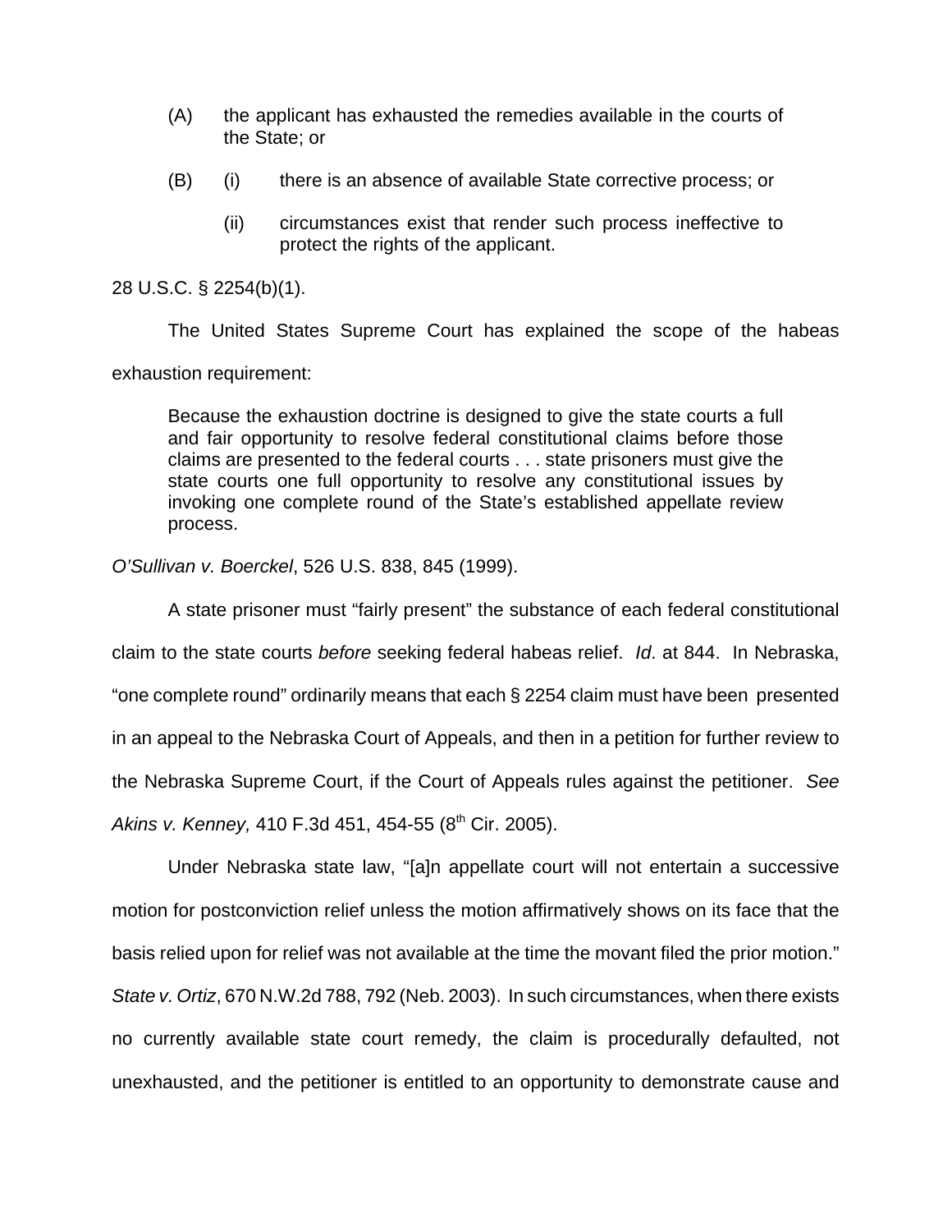(A) the applicant has exhausted the remedies available in the courts of the State; or

(B) (i) there is an absence of available State corrective process; or

(ii) circumstances exist that render such process ineffective to protect the rights of the applicant.

28 U.S.C. § 2254(b)(1).

The United States Supreme Court has explained the scope of the habeas exhaustion requirement:

> Because the exhaustion doctrine is designed to give the state courts a full and fair opportunity to resolve federal constitutional claims before those claims are presented to the federal courts . . . state prisoners must give the state courts one full opportunity to resolve any constitutional issues by invoking one complete round of the State's established appellate review process.

*O'Sullivan v. Boerckel*, 526 U.S. 838, 845 (1999).

A state prisoner must "fairly present" the substance of each federal constitutional claim to the state courts *before* seeking federal habeas relief. *Id*. at 844. In Nebraska, "one complete round" ordinarily means that each § 2254 claim must have been presented in an appeal to the Nebraska Court of Appeals, and then in a petition for further review to the Nebraska Supreme Court, if the Court of Appeals rules against the petitioner. *See Akins v. Kenney,* 410 F.3d 451, 454-55 (8th Cir. 2005).

Under Nebraska state law, "[a]n appellate court will not entertain a successive motion for postconviction relief unless the motion affirmatively shows on its face that the basis relied upon for relief was not available at the time the movant filed the prior motion." *State v. Ortiz*, 670 N.W.2d 788, 792 (Neb. 2003). In such circumstances, when there exists no currently available state court remedy, the claim is procedurally defaulted, not unexhausted, and the petitioner is entitled to an opportunity to demonstrate cause and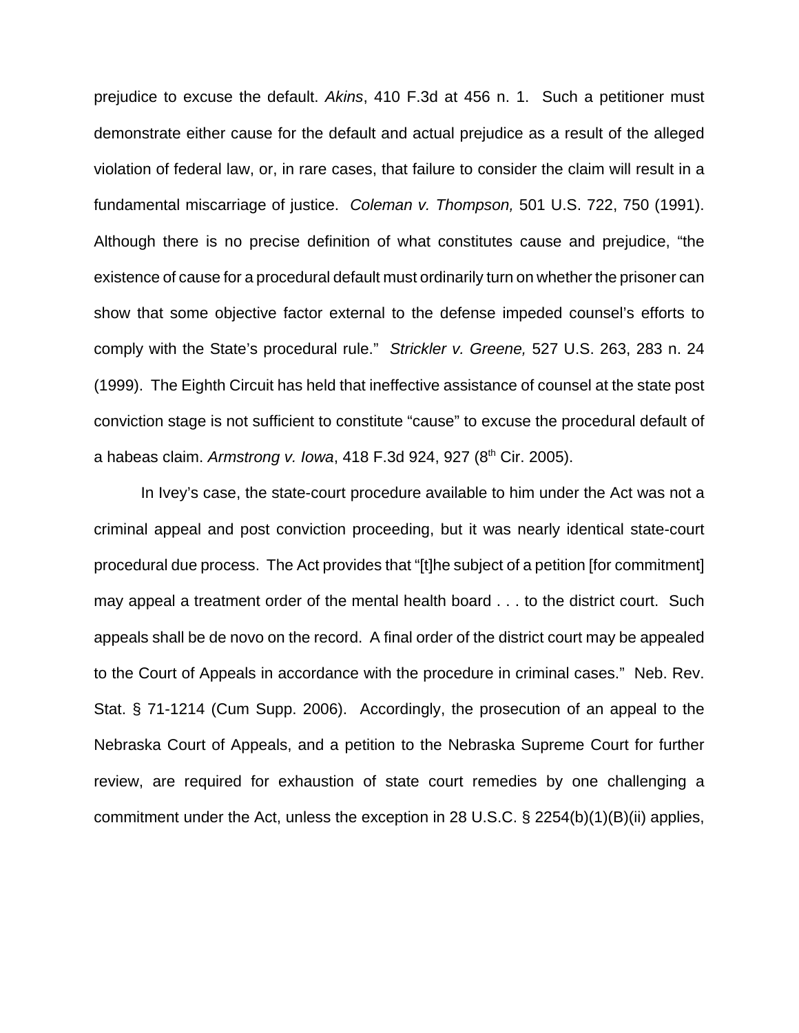prejudice to excuse the default. *Akins*, 410 F.3d at 456 n. 1. Such a petitioner must demonstrate either cause for the default and actual prejudice as a result of the alleged violation of federal law, or, in rare cases, that failure to consider the claim will result in a fundamental miscarriage of justice. *Coleman v. Thompson,* 501 U.S. 722, 750 (1991). Although there is no precise definition of what constitutes cause and prejudice, "the existence of cause for a procedural default must ordinarily turn on whether the prisoner can show that some objective factor external to the defense impeded counsel's efforts to comply with the State's procedural rule." *Strickler v. Greene,* 527 U.S. 263, 283 n. 24 (1999). The Eighth Circuit has held that ineffective assistance of counsel at the state post conviction stage is not sufficient to constitute "cause" to excuse the procedural default of a habeas claim. *Armstrong v. Iowa*, 418 F.3d 924, 927 (8th Cir. 2005).

In Ivey's case, the state-court procedure available to him under the Act was not a criminal appeal and post conviction proceeding, but it was nearly identical state-court procedural due process. The Act provides that "[t]he subject of a petition [for commitment] may appeal a treatment order of the mental health board . . . to the district court. Such appeals shall be de novo on the record. A final order of the district court may be appealed to the Court of Appeals in accordance with the procedure in criminal cases." Neb. Rev. Stat. § 71-1214 (Cum Supp. 2006). Accordingly, the prosecution of an appeal to the Nebraska Court of Appeals, and a petition to the Nebraska Supreme Court for further review, are required for exhaustion of state court remedies by one challenging a commitment under the Act, unless the exception in 28 U.S.C. § 2254(b)(1)(B)(ii) applies,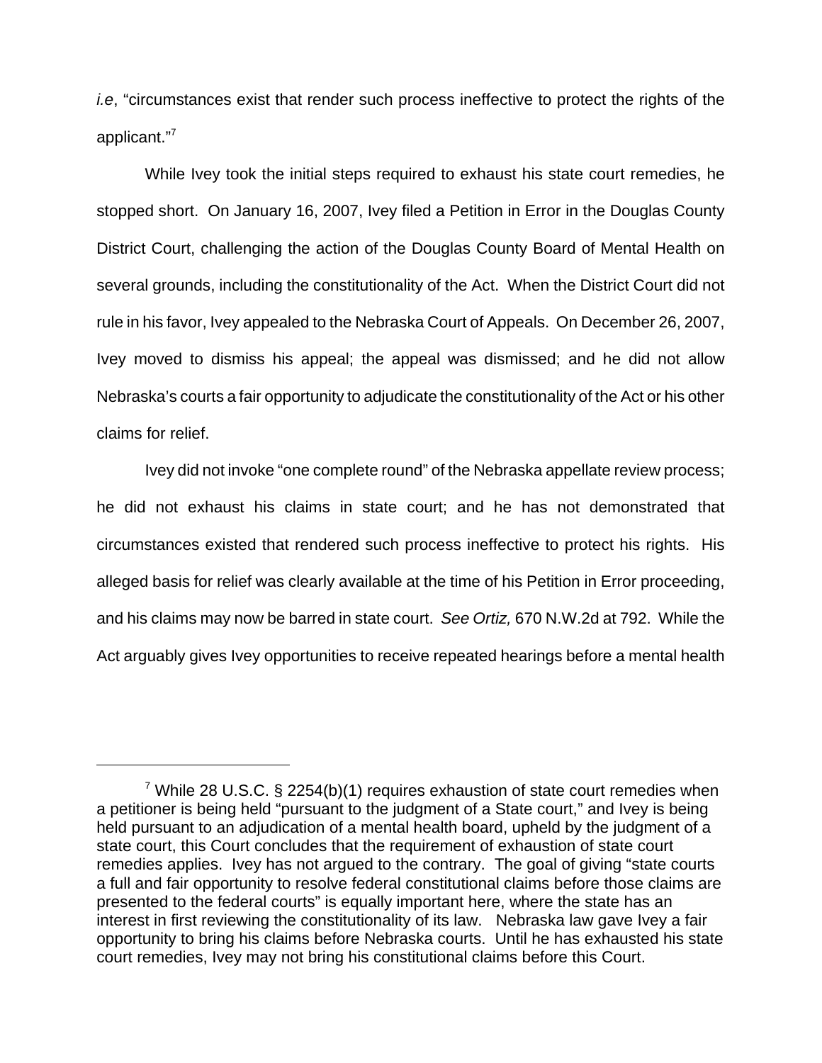*i.e*, "circumstances exist that render such process ineffective to protect the rights of the applicant."[7]

While Ivey took the initial steps required to exhaust his state court remedies, he stopped short. On January 16, 2007, Ivey filed a Petition in Error in the Douglas County District Court, challenging the action of the Douglas County Board of Mental Health on several grounds, including the constitutionality of the Act. When the District Court did not rule in his favor, Ivey appealed to the Nebraska Court of Appeals. On December 26, 2007, Ivey moved to dismiss his appeal; the appeal was dismissed; and he did not allow Nebraska's courts a fair opportunity to adjudicate the constitutionality of the Act or his other claims for relief.

Ivey did not invoke "one complete round" of the Nebraska appellate review process; he did not exhaust his claims in state court; and he has not demonstrated that circumstances existed that rendered such process ineffective to protect his rights. His alleged basis for relief was clearly available at the time of his Petition in Error proceeding, and his claims may now be barred in state court. *See Ortiz,* 670 N.W.2d at 792. While the Act arguably gives Ivey opportunities to receive repeated hearings before a mental health

---

[7] While 28 U.S.C. § 2254(b)(1) requires exhaustion of state court remedies when a petitioner is being held "pursuant to the judgment of a State court," and Ivey is being held pursuant to an adjudication of a mental health board, upheld by the judgment of a state court, this Court concludes that the requirement of exhaustion of state court remedies applies. Ivey has not argued to the contrary. The goal of giving "state courts a full and fair opportunity to resolve federal constitutional claims before those claims are presented to the federal courts" is equally important here, where the state has an interest in first reviewing the constitutionality of its law. Nebraska law gave Ivey a fair opportunity to bring his claims before Nebraska courts. Until he has exhausted his state court remedies, Ivey may not bring his constitutional claims before this Court.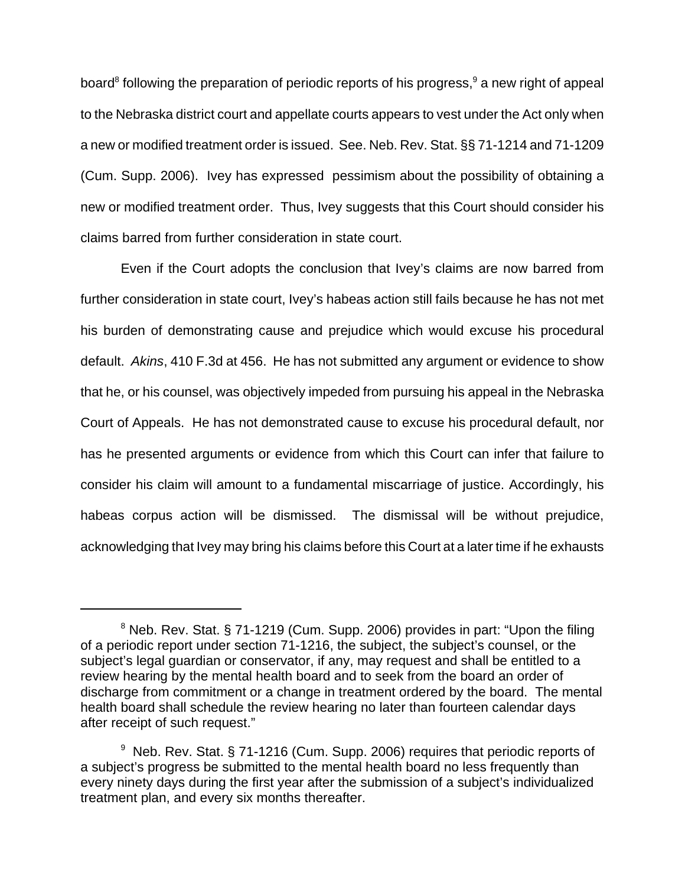board[8] following the preparation of periodic reports of his progress,[9] a new right of appeal to the Nebraska district court and appellate courts appears to vest under the Act only when a new or modified treatment order is issued. See. Neb. Rev. Stat. §§ 71-1214 and 71-1209 (Cum. Supp. 2006). Ivey has expressed pessimism about the possibility of obtaining a new or modified treatment order. Thus, Ivey suggests that this Court should consider his claims barred from further consideration in state court.

Even if the Court adopts the conclusion that Ivey's claims are now barred from further consideration in state court, Ivey's habeas action still fails because he has not met his burden of demonstrating cause and prejudice which would excuse his procedural default. *Akins*, 410 F.3d at 456. He has not submitted any argument or evidence to show that he, or his counsel, was objectively impeded from pursuing his appeal in the Nebraska Court of Appeals. He has not demonstrated cause to excuse his procedural default, nor has he presented arguments or evidence from which this Court can infer that failure to consider his claim will amount to a fundamental miscarriage of justice. Accordingly, his habeas corpus action will be dismissed. The dismissal will be without prejudice, acknowledging that Ivey may bring his claims before this Court at a later time if he exhausts

---

[8] Neb. Rev. Stat. § 71-1219 (Cum. Supp. 2006) provides in part: "Upon the filing of a periodic report under section 71-1216, the subject, the subject's counsel, or the subject's legal guardian or conservator, if any, may request and shall be entitled to a review hearing by the mental health board and to seek from the board an order of discharge from commitment or a change in treatment ordered by the board. The mental health board shall schedule the review hearing no later than fourteen calendar days after receipt of such request."

[9] Neb. Rev. Stat. § 71-1216 (Cum. Supp. 2006) requires that periodic reports of a subject's progress be submitted to the mental health board no less frequently than every ninety days during the first year after the submission of a subject's individualized treatment plan, and every six months thereafter.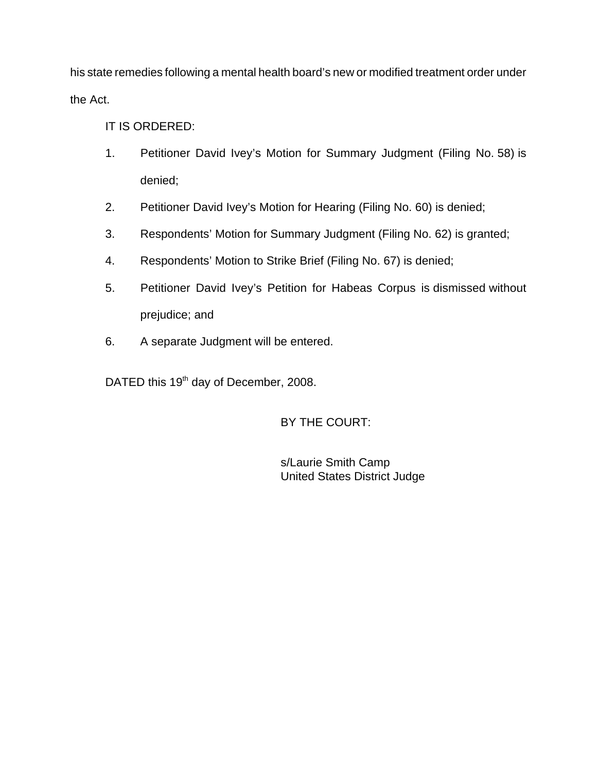his state remedies following a mental health board's new or modified treatment order under the Act.

IT IS ORDERED:

1. Petitioner David Ivey's Motion for Summary Judgment (Filing No. 58) is denied;
2. Petitioner David Ivey's Motion for Hearing (Filing No. 60) is denied;
3. Respondents' Motion for Summary Judgment (Filing No. 62) is granted;
4. Respondents' Motion to Strike Brief (Filing No. 67) is denied;
5. Petitioner David Ivey's Petition for Habeas Corpus is dismissed without prejudice; and
6. A separate Judgment will be entered.

DATED this 19th day of December, 2008.

BY THE COURT:

s/Laurie Smith Camp
United States District Judge